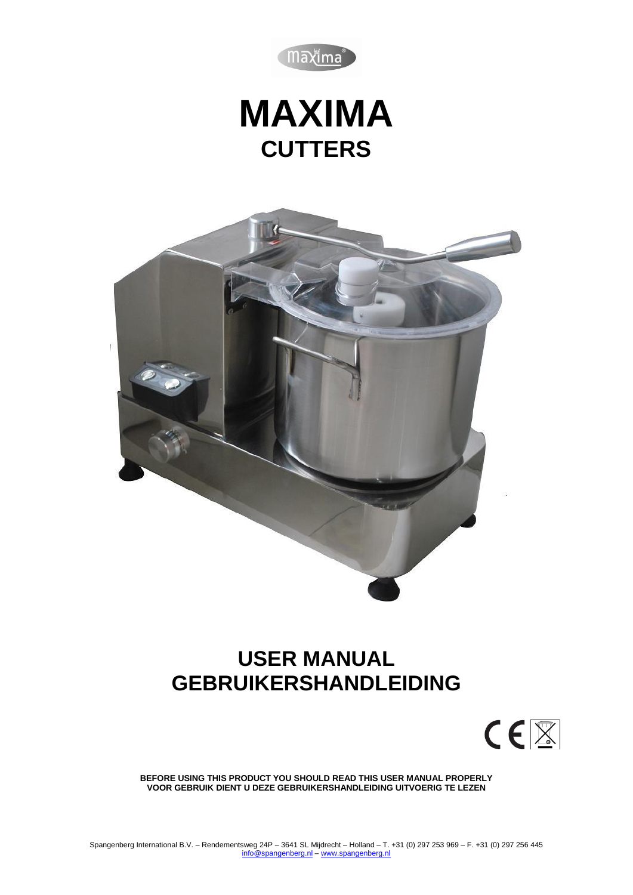# MAXIMA

## CUTTERS

# USER MANUAL
# GEBRUIKERSHANDLEIDING

**BEFORE USING THIS PRODUCT YOU SHOULD READ THIS USER MANUAL PROPERLY**
**VOOR GEBRUIK DIENT U DEZE GEBRUIKERSHANDLEIDING UITVOERIG TE LEZEN**

Spangenberg International B.V. – Rendementsweg 24P – 3641 SL Mijdrecht – Holland – T. +31 (0) 297 253 969 – F. +31 (0) 297 256 445
info@spangenberg.nl – www.spangenberg.nl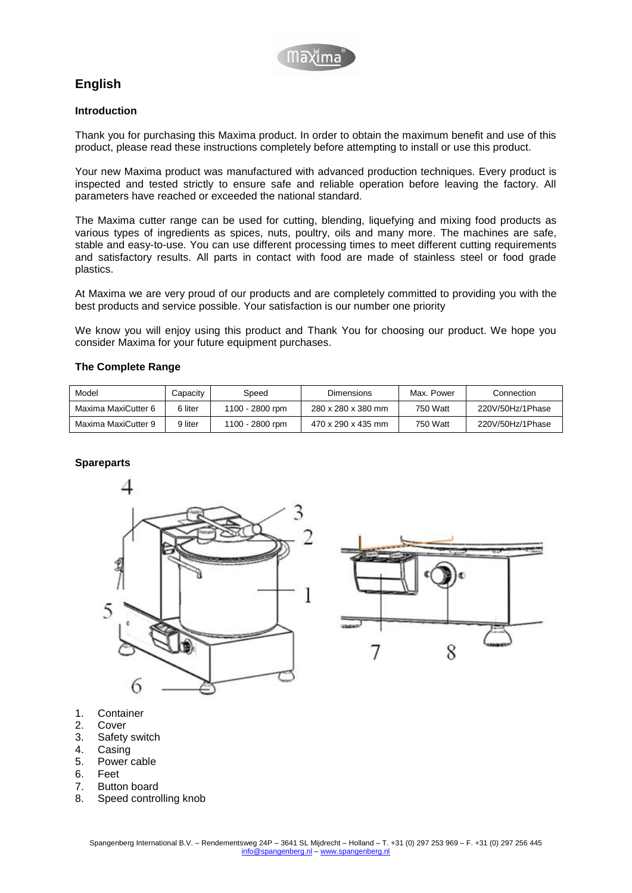## English

### Introduction

Thank you for purchasing this Maxima product. In order to obtain the maximum benefit and use of this product, please read these instructions completely before attempting to install or use this product.

Your new Maxima product was manufactured with advanced production techniques. Every product is inspected and tested strictly to ensure safe and reliable operation before leaving the factory. All parameters have reached or exceeded the national standard.

The Maxima cutter range can be used for cutting, blending, liquefying and mixing food products as various types of ingredients as spices, nuts, poultry, oils and many more. The machines are safe, stable and easy-to-use. You can use different processing times to meet different cutting requirements and satisfactory results. All parts in contact with food are made of stainless steel or food grade plastics.

At Maxima we are very proud of our products and are completely committed to providing you with the best products and service possible. Your satisfaction is our number one priority

We know you will enjoy using this product and Thank You for choosing our product. We hope you consider Maxima for your future equipment purchases.

### The Complete Range

| Model | Capacity | Speed | Dimensions | Max. Power | Connection |
|---|---|---|---|---|---|
| Maxima MaxiCutter 6 | 6 liter | 1100 - 2800 rpm | 280 x 280 x 380 mm | 750 Watt | 220V/50Hz/1Phase |
| Maxima MaxiCutter 9 | 9 liter | 1100 - 2800 rpm | 470 x 290 x 435 mm | 750 Watt | 220V/50Hz/1Phase |

### Spareparts

1. Container
2. Cover
3. Safety switch
4. Casing
5. Power cable
6. Feet
7. Button board
8. Speed controlling knob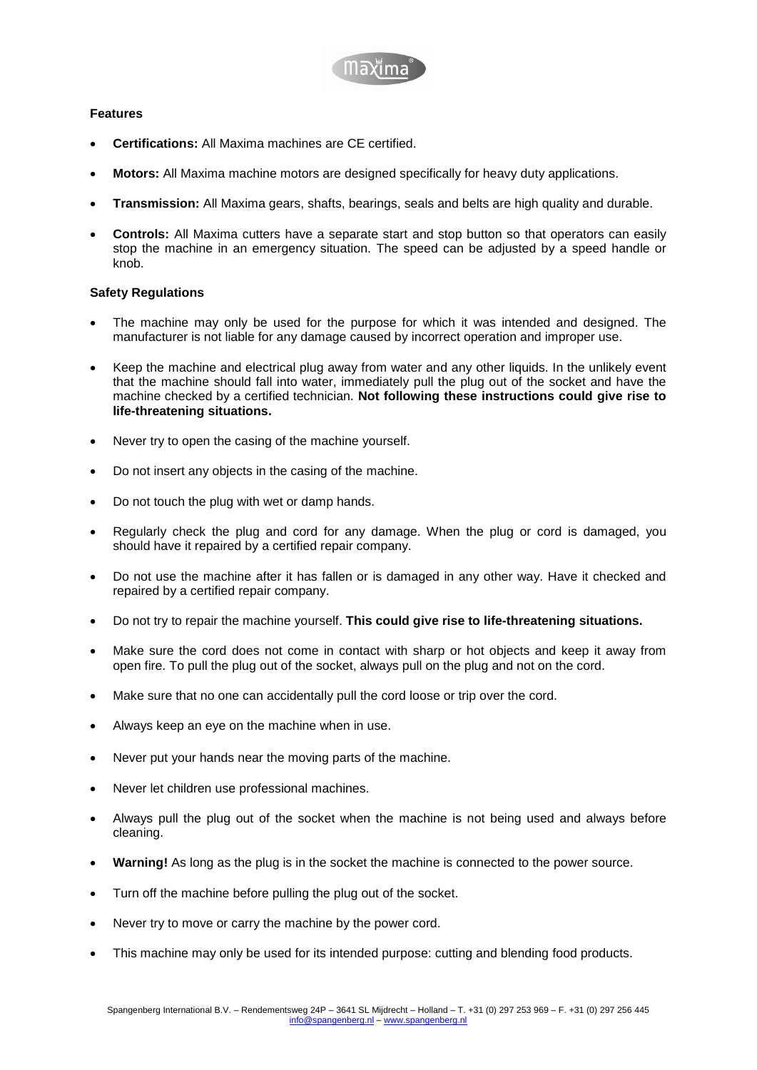**Features**

- **Certifications:** All Maxima machines are CE certified.
- **Motors:** All Maxima machine motors are designed specifically for heavy duty applications.
- **Transmission:** All Maxima gears, shafts, bearings, seals and belts are high quality and durable.
- **Controls:** All Maxima cutters have a separate start and stop button so that operators can easily stop the machine in an emergency situation. The speed can be adjusted by a speed handle or knob.

**Safety Regulations**

- The machine may only be used for the purpose for which it was intended and designed. The manufacturer is not liable for any damage caused by incorrect operation and improper use.
- Keep the machine and electrical plug away from water and any other liquids. In the unlikely event that the machine should fall into water, immediately pull the plug out of the socket and have the machine checked by a certified technician. **Not following these instructions could give rise to life-threatening situations.**
- Never try to open the casing of the machine yourself.
- Do not insert any objects in the casing of the machine.
- Do not touch the plug with wet or damp hands.
- Regularly check the plug and cord for any damage. When the plug or cord is damaged, you should have it repaired by a certified repair company.
- Do not use the machine after it has fallen or is damaged in any other way. Have it checked and repaired by a certified repair company.
- Do not try to repair the machine yourself. **This could give rise to life-threatening situations.**
- Make sure the cord does not come in contact with sharp or hot objects and keep it away from open fire. To pull the plug out of the socket, always pull on the plug and not on the cord.
- Make sure that no one can accidentally pull the cord loose or trip over the cord.
- Always keep an eye on the machine when in use.
- Never put your hands near the moving parts of the machine.
- Never let children use professional machines.
- Always pull the plug out of the socket when the machine is not being used and always before cleaning.
- **Warning!** As long as the plug is in the socket the machine is connected to the power source.
- Turn off the machine before pulling the plug out of the socket.
- Never try to move or carry the machine by the power cord.
- This machine may only be used for its intended purpose: cutting and blending food products.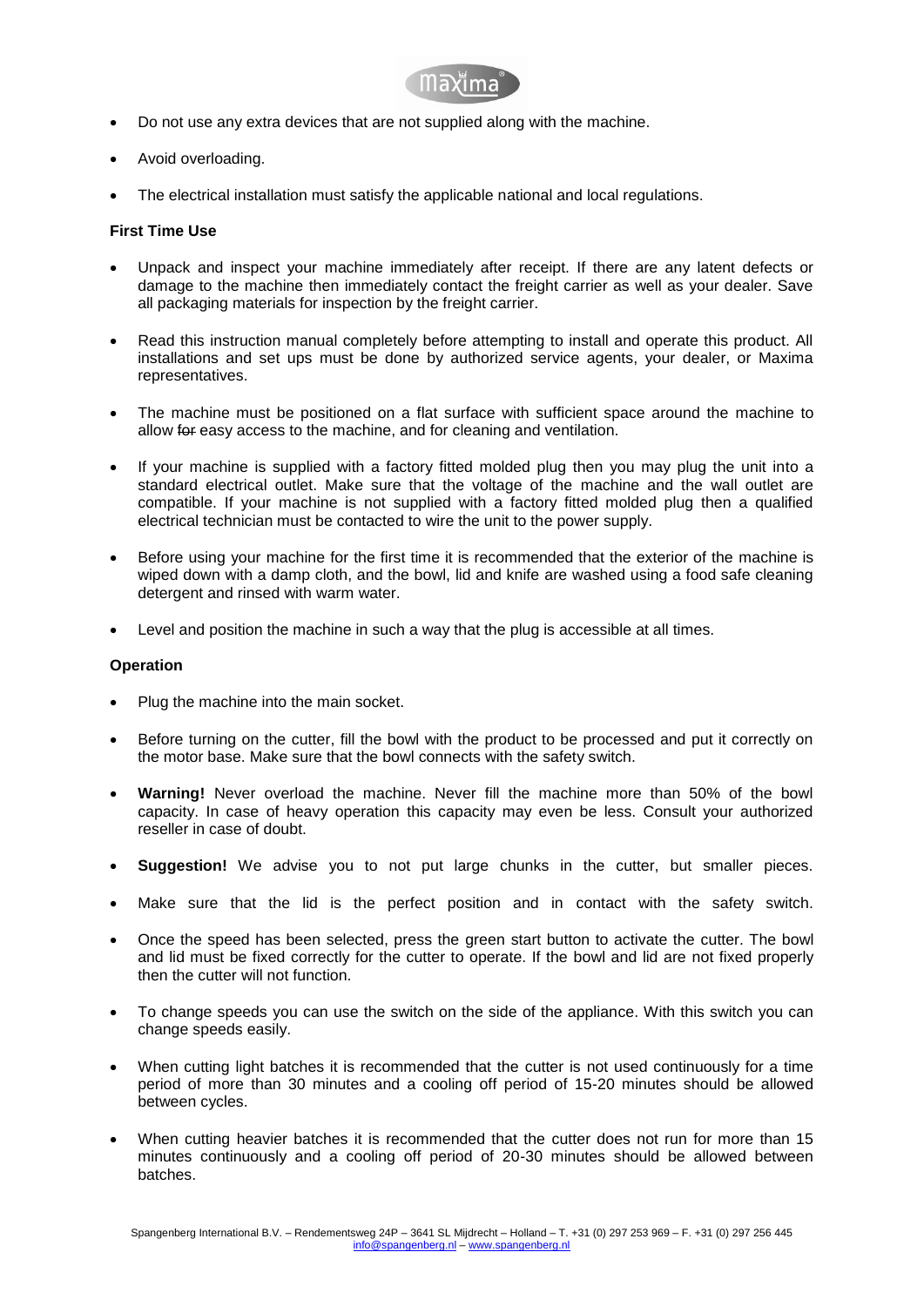- Do not use any extra devices that are not supplied along with the machine.
- Avoid overloading.
- The electrical installation must satisfy the applicable national and local regulations.

**First Time Use**

- Unpack and inspect your machine immediately after receipt. If there are any latent defects or damage to the machine then immediately contact the freight carrier as well as your dealer. Save all packaging materials for inspection by the freight carrier.
- Read this instruction manual completely before attempting to install and operate this product. All installations and set ups must be done by authorized service agents, your dealer, or Maxima representatives.
- The machine must be positioned on a flat surface with sufficient space around the machine to allow ~~for~~ easy access to the machine, and for cleaning and ventilation.
- If your machine is supplied with a factory fitted molded plug then you may plug the unit into a standard electrical outlet. Make sure that the voltage of the machine and the wall outlet are compatible. If your machine is not supplied with a factory fitted molded plug then a qualified electrical technician must be contacted to wire the unit to the power supply.
- Before using your machine for the first time it is recommended that the exterior of the machine is wiped down with a damp cloth, and the bowl, lid and knife are washed using a food safe cleaning detergent and rinsed with warm water.
- Level and position the machine in such a way that the plug is accessible at all times.

**Operation**

- Plug the machine into the main socket.
- Before turning on the cutter, fill the bowl with the product to be processed and put it correctly on the motor base. Make sure that the bowl connects with the safety switch.
- **Warning!** Never overload the machine. Never fill the machine more than 50% of the bowl capacity. In case of heavy operation this capacity may even be less. Consult your authorized reseller in case of doubt.
- **Suggestion!** We advise you to not put large chunks in the cutter, but smaller pieces.
- Make sure that the lid is the perfect position and in contact with the safety switch.
- Once the speed has been selected, press the green start button to activate the cutter. The bowl and lid must be fixed correctly for the cutter to operate. If the bowl and lid are not fixed properly then the cutter will not function.
- To change speeds you can use the switch on the side of the appliance. With this switch you can change speeds easily.
- When cutting light batches it is recommended that the cutter is not used continuously for a time period of more than 30 minutes and a cooling off period of 15-20 minutes should be allowed between cycles.
- When cutting heavier batches it is recommended that the cutter does not run for more than 15 minutes continuously and a cooling off period of 20-30 minutes should be allowed between batches.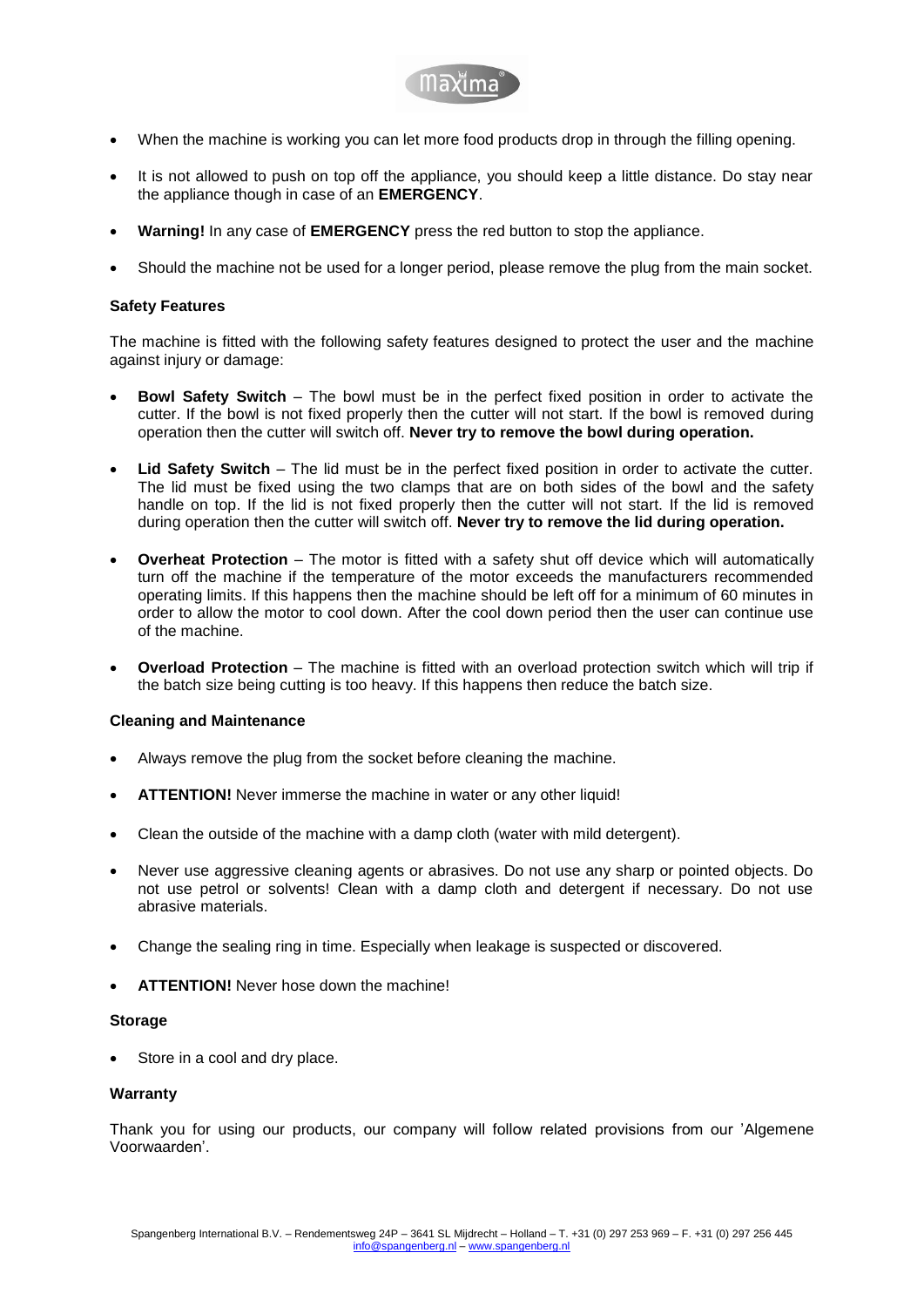- When the machine is working you can let more food products drop in through the filling opening.
- It is not allowed to push on top off the appliance, you should keep a little distance. Do stay near the appliance though in case of an **EMERGENCY**.
- **Warning!** In any case of **EMERGENCY** press the red button to stop the appliance.
- Should the machine not be used for a longer period, please remove the plug from the main socket.

**Safety Features**

The machine is fitted with the following safety features designed to protect the user and the machine against injury or damage:

- **Bowl Safety Switch** – The bowl must be in the perfect fixed position in order to activate the cutter. If the bowl is not fixed properly then the cutter will not start. If the bowl is removed during operation then the cutter will switch off. **Never try to remove the bowl during operation.**
- **Lid Safety Switch** – The lid must be in the perfect fixed position in order to activate the cutter. The lid must be fixed using the two clamps that are on both sides of the bowl and the safety handle on top. If the lid is not fixed properly then the cutter will not start. If the lid is removed during operation then the cutter will switch off. **Never try to remove the lid during operation.**
- **Overheat Protection** – The motor is fitted with a safety shut off device which will automatically turn off the machine if the temperature of the motor exceeds the manufacturers recommended operating limits. If this happens then the machine should be left off for a minimum of 60 minutes in order to allow the motor to cool down. After the cool down period then the user can continue use of the machine.
- **Overload Protection** – The machine is fitted with an overload protection switch which will trip if the batch size being cutting is too heavy. If this happens then reduce the batch size.

**Cleaning and Maintenance**

- Always remove the plug from the socket before cleaning the machine.
- **ATTENTION!** Never immerse the machine in water or any other liquid!
- Clean the outside of the machine with a damp cloth (water with mild detergent).
- Never use aggressive cleaning agents or abrasives. Do not use any sharp or pointed objects. Do not use petrol or solvents! Clean with a damp cloth and detergent if necessary. Do not use abrasive materials.
- Change the sealing ring in time. Especially when leakage is suspected or discovered.
- **ATTENTION!** Never hose down the machine!

**Storage**

- Store in a cool and dry place.

**Warranty**

Thank you for using our products, our company will follow related provisions from our 'Algemene Voorwaarden'.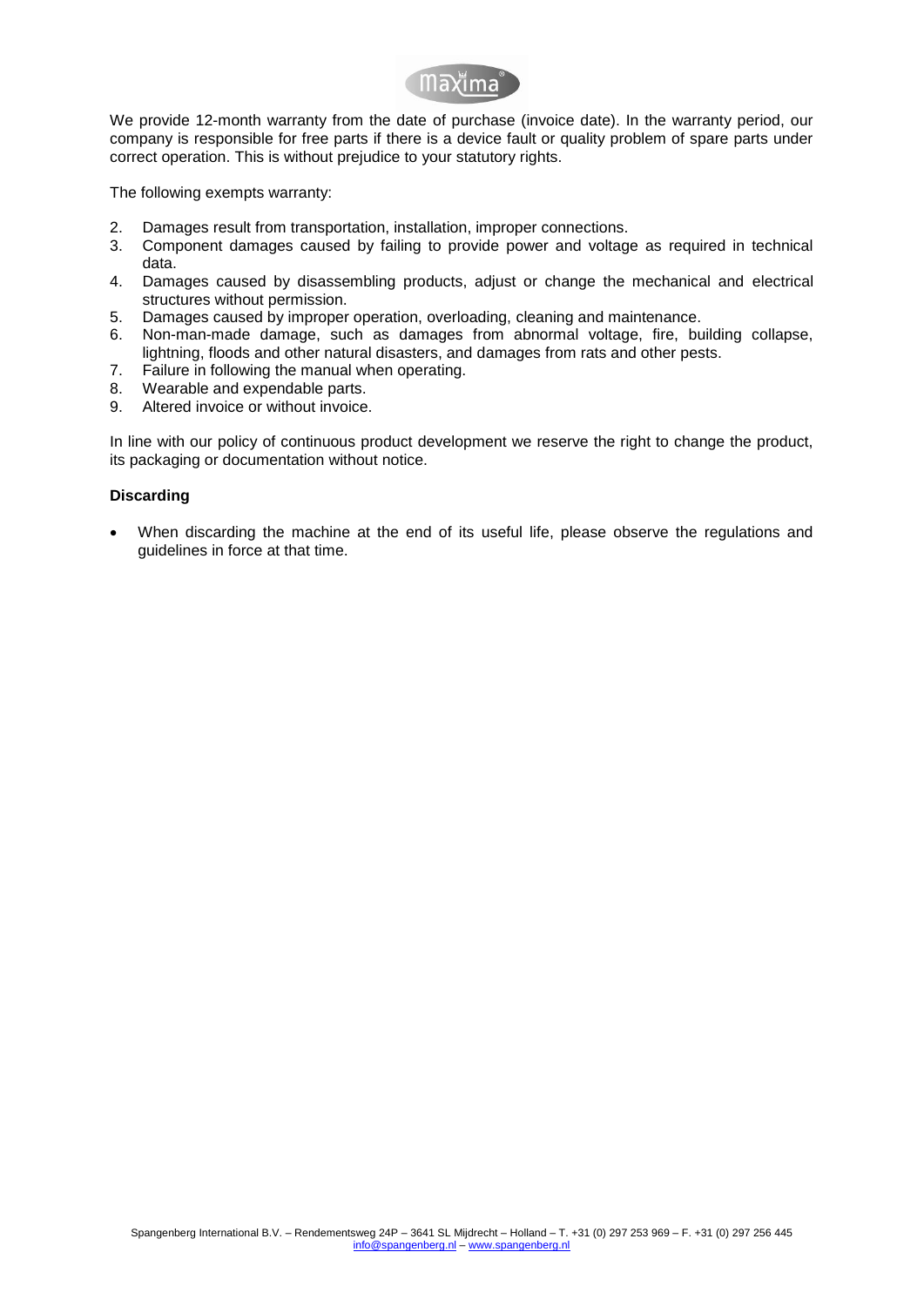We provide 12-month warranty from the date of purchase (invoice date). In the warranty period, our company is responsible for free parts if there is a device fault or quality problem of spare parts under correct operation. This is without prejudice to your statutory rights.

The following exempts warranty:

2. Damages result from transportation, installation, improper connections.
3. Component damages caused by failing to provide power and voltage as required in technical data.
4. Damages caused by disassembling products, adjust or change the mechanical and electrical structures without permission.
5. Damages caused by improper operation, overloading, cleaning and maintenance.
6. Non-man-made damage, such as damages from abnormal voltage, fire, building collapse, lightning, floods and other natural disasters, and damages from rats and other pests.
7. Failure in following the manual when operating.
8. Wearable and expendable parts.
9. Altered invoice or without invoice.

In line with our policy of continuous product development we reserve the right to change the product, its packaging or documentation without notice.

**Discarding**

- When discarding the machine at the end of its useful life, please observe the regulations and guidelines in force at that time.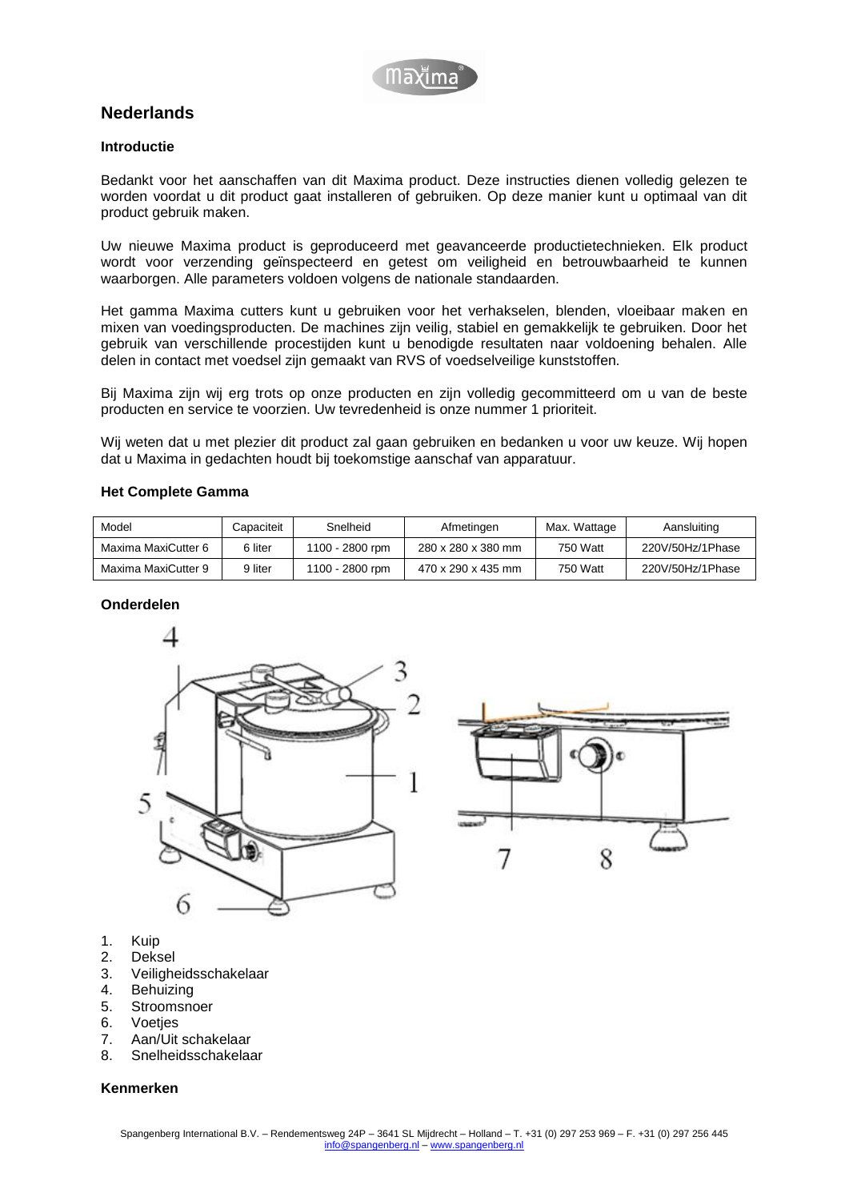## Nederlands

### Introductie

Bedankt voor het aanschaffen van dit Maxima product. Deze instructies dienen volledig gelezen te worden voordat u dit product gaat installeren of gebruiken. Op deze manier kunt u optimaal van dit product gebruik maken.

Uw nieuwe Maxima product is geproduceerd met geavanceerde productietechnieken. Elk product wordt voor verzending geïnspecteerd en getest om veiligheid en betrouwbaarheid te kunnen waarborgen. Alle parameters voldoen volgens de nationale standaarden.

Het gamma Maxima cutters kunt u gebruiken voor het verhakselen, blenden, vloeibaar maken en mixen van voedingsproducten. De machines zijn veilig, stabiel en gemakkelijk te gebruiken. Door het gebruik van verschillende procestijden kunt u benodigde resultaten naar voldoening behalen. Alle delen in contact met voedsel zijn gemaakt van RVS of voedselveilige kunststoffen.

Bij Maxima zijn wij erg trots op onze producten en zijn volledig gecommitteerd om u van de beste producten en service te voorzien. Uw tevredenheid is onze nummer 1 prioriteit.

Wij weten dat u met plezier dit product zal gaan gebruiken en bedanken u voor uw keuze. Wij hopen dat u Maxima in gedachten houdt bij toekomstige aanschaf van apparatuur.

### Het Complete Gamma

| Model | Capaciteit | Snelheid | Afmetingen | Max. Wattage | Aansluiting |
|---|---|---|---|---|---|
| Maxima MaxiCutter 6 | 6 liter | 1100 - 2800 rpm | 280 x 280 x 380 mm | 750 Watt | 220V/50Hz/1Phase |
| Maxima MaxiCutter 9 | 9 liter | 1100 - 2800 rpm | 470 x 290 x 435 mm | 750 Watt | 220V/50Hz/1Phase |

### Onderdelen

1. Kuip
2. Deksel
3. Veiligheidsschakelaar
4. Behuizing
5. Stroomsnoer
6. Voetjes
7. Aan/Uit schakelaar
8. Snelheidsschakelaar

### Kenmerken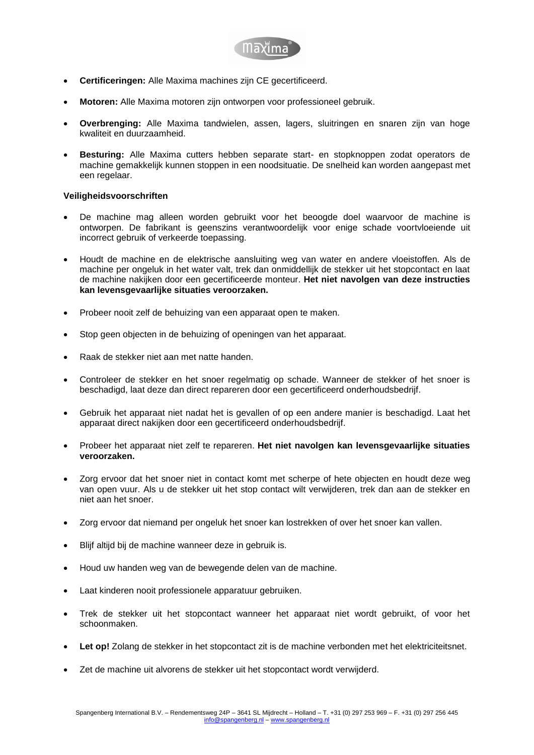- **Certificeringen:** Alle Maxima machines zijn CE gecertificeerd.

- **Motoren:** Alle Maxima motoren zijn ontworpen voor professioneel gebruik.

- **Overbrenging:** Alle Maxima tandwielen, assen, lagers, sluitringen en snaren zijn van hoge kwaliteit en duurzaamheid.

- **Besturing:** Alle Maxima cutters hebben separate start- en stopknoppen zodat operators de machine gemakkelijk kunnen stoppen in een noodsituatie. De snelheid kan worden aangepast met een regelaar.

**Veiligheidsvoorschriften**

- De machine mag alleen worden gebruikt voor het beoogde doel waarvoor de machine is ontworpen. De fabrikant is geenszins verantwoordelijk voor enige schade voortvloeiende uit incorrect gebruik of verkeerde toepassing.

- Houdt de machine en de elektrische aansluiting weg van water en andere vloeistoffen. Als de machine per ongeluk in het water valt, trek dan onmiddellijk de stekker uit het stopcontact en laat de machine nakijken door een gecertificeerde monteur. **Het niet navolgen van deze instructies kan levensgevaarlijke situaties veroorzaken.**

- Probeer nooit zelf de behuizing van een apparaat open te maken.

- Stop geen objecten in de behuizing of openingen van het apparaat.

- Raak de stekker niet aan met natte handen.

- Controleer de stekker en het snoer regelmatig op schade. Wanneer de stekker of het snoer is beschadigd, laat deze dan direct repareren door een gecertificeerd onderhoudsbedrijf.

- Gebruik het apparaat niet nadat het is gevallen of op een andere manier is beschadigd. Laat het apparaat direct nakijken door een gecertificeerd onderhoudsbedrijf.

- Probeer het apparaat niet zelf te repareren. **Het niet navolgen kan levensgevaarlijke situaties veroorzaken.**

- Zorg ervoor dat het snoer niet in contact komt met scherpe of hete objecten en houdt deze weg van open vuur. Als u de stekker uit het stop contact wilt verwijderen, trek dan aan de stekker en niet aan het snoer.

- Zorg ervoor dat niemand per ongeluk het snoer kan lostrekken of over het snoer kan vallen.

- Blijf altijd bij de machine wanneer deze in gebruik is.

- Houd uw handen weg van de bewegende delen van de machine.

- Laat kinderen nooit professionele apparatuur gebruiken.

- Trek de stekker uit het stopcontact wanneer het apparaat niet wordt gebruikt, of voor het schoonmaken.

- **Let op!** Zolang de stekker in het stopcontact zit is de machine verbonden met het elektriciteitsnet.

- Zet de machine uit alvorens de stekker uit het stopcontact wordt verwijderd.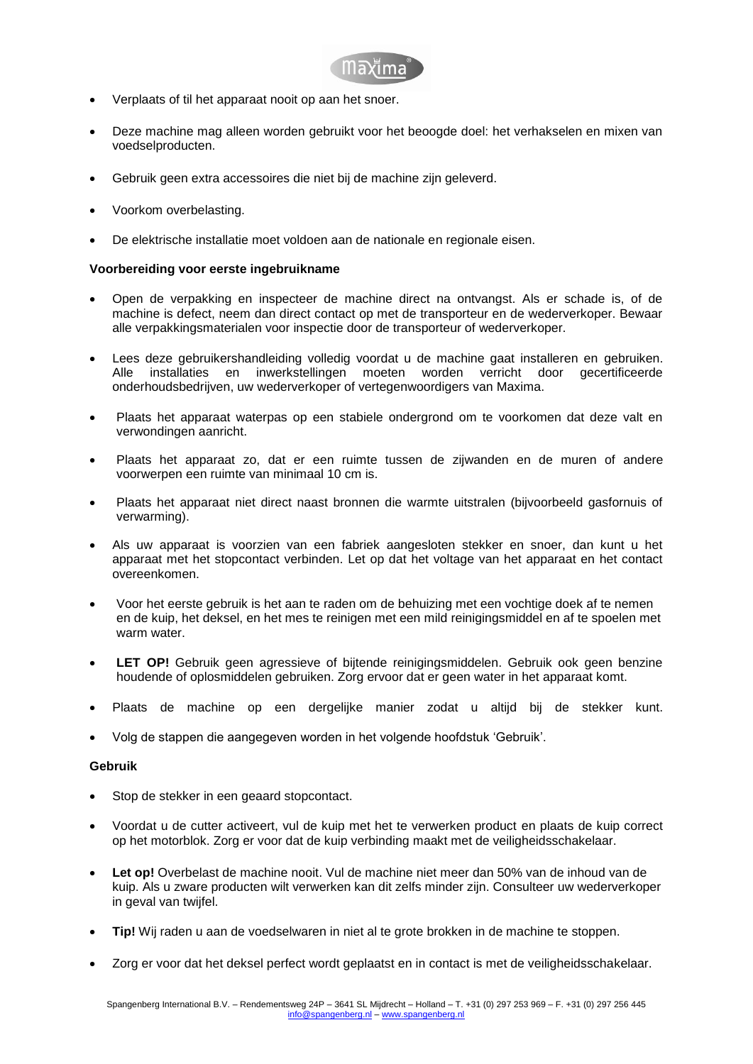- Verplaats of til het apparaat nooit op aan het snoer.

- Deze machine mag alleen worden gebruikt voor het beoogde doel: het verhakselen en mixen van voedselproducten.

- Gebruik geen extra accessoires die niet bij de machine zijn geleverd.

- Voorkom overbelasting.

- De elektrische installatie moet voldoen aan de nationale en regionale eisen.

**Voorbereiding voor eerste ingebruikname**

- Open de verpakking en inspecteer de machine direct na ontvangst. Als er schade is, of de machine is defect, neem dan direct contact op met de transporteur en de wederverkoper. Bewaar alle verpakkingsmaterialen voor inspectie door de transporteur of wederverkoper.

- Lees deze gebruikershandleiding volledig voordat u de machine gaat installeren en gebruiken. Alle installaties en inwerkstellingen moeten worden verricht door gecertificeerde onderhoudsbedrijven, uw wederverkoper of vertegenwoordigers van Maxima.

- Plaats het apparaat waterpas op een stabiele ondergrond om te voorkomen dat deze valt en verwondingen aanricht.

- Plaats het apparaat zo, dat er een ruimte tussen de zijwanden en de muren of andere voorwerpen een ruimte van minimaal 10 cm is.

- Plaats het apparaat niet direct naast bronnen die warmte uitstralen (bijvoorbeeld gasfornuis of verwarming).

- Als uw apparaat is voorzien van een fabriek aangesloten stekker en snoer, dan kunt u het apparaat met het stopcontact verbinden. Let op dat het voltage van het apparaat en het contact overeenkomen.

- Voor het eerste gebruik is het aan te raden om de behuizing met een vochtige doek af te nemen en de kuip, het deksel, en het mes te reinigen met een mild reinigingsmiddel en af te spoelen met warm water.

- **LET OP!** Gebruik geen agressieve of bijtende reinigingsmiddelen. Gebruik ook geen benzine houdende of oplosmiddelen gebruiken. Zorg ervoor dat er geen water in het apparaat komt.

- Plaats de machine op een dergelijke manier zodat u altijd bij de stekker kunt.

- Volg de stappen die aangegeven worden in het volgende hoofdstuk 'Gebruik'.

**Gebruik**

- Stop de stekker in een geaard stopcontact.

- Voordat u de cutter activeert, vul de kuip met het te verwerken product en plaats de kuip correct op het motorblok. Zorg er voor dat de kuip verbinding maakt met de veiligheidsschakelaar.

- **Let op!** Overbelast de machine nooit. Vul de machine niet meer dan 50% van de inhoud van de kuip. Als u zware producten wilt verwerken kan dit zelfs minder zijn. Consulteer uw wederverkoper in geval van twijfel.

- **Tip!** Wij raden u aan de voedselwaren in niet al te grote brokken in de machine te stoppen.

- Zorg er voor dat het deksel perfect wordt geplaatst en in contact is met de veiligheidsschakelaar.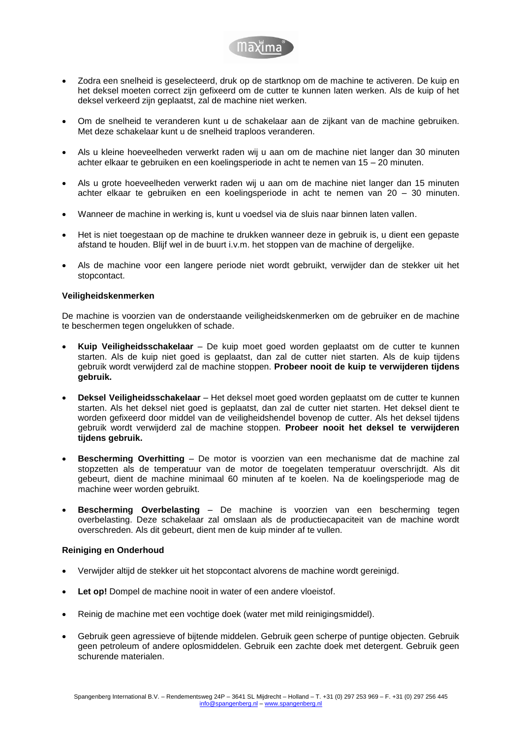- Zodra een snelheid is geselecteerd, druk op de startknop om de machine te activeren. De kuip en het deksel moeten correct zijn gefixeerd om de cutter te kunnen laten werken. Als de kuip of het deksel verkeerd zijn geplaatst, zal de machine niet werken.

- Om de snelheid te veranderen kunt u de schakelaar aan de zijkant van de machine gebruiken. Met deze schakelaar kunt u de snelheid traploos veranderen.

- Als u kleine hoeveelheden verwerkt raden wij u aan om de machine niet langer dan 30 minuten achter elkaar te gebruiken en een koelingsperiode in acht te nemen van 15 – 20 minuten.

- Als u grote hoeveelheden verwerkt raden wij u aan om de machine niet langer dan 15 minuten achter elkaar te gebruiken en een koelingsperiode in acht te nemen van 20 – 30 minuten.

- Wanneer de machine in werking is, kunt u voedsel via de sluis naar binnen laten vallen.

- Het is niet toegestaan op de machine te drukken wanneer deze in gebruik is, u dient een gepaste afstand te houden. Blijf wel in de buurt i.v.m. het stoppen van de machine of dergelijke.

- Als de machine voor een langere periode niet wordt gebruikt, verwijder dan de stekker uit het stopcontact.

**Veiligheidskenmerken**

De machine is voorzien van de onderstaande veiligheidskenmerken om de gebruiker en de machine te beschermen tegen ongelukken of schade.

- **Kuip Veiligheidsschakelaar** – De kuip moet goed worden geplaatst om de cutter te kunnen starten. Als de kuip niet goed is geplaatst, dan zal de cutter niet starten. Als de kuip tijdens gebruik wordt verwijderd zal de machine stoppen. **Probeer nooit de kuip te verwijderen tijdens gebruik.**

- **Deksel Veiligheidsschakelaar** – Het deksel moet goed worden geplaatst om de cutter te kunnen starten. Als het deksel niet goed is geplaatst, dan zal de cutter niet starten. Het deksel dient te worden gefixeerd door middel van de veiligheidshendel bovenop de cutter. Als het deksel tijdens gebruik wordt verwijderd zal de machine stoppen. **Probeer nooit het deksel te verwijderen tijdens gebruik.**

- **Bescherming Overhitting** – De motor is voorzien van een mechanisme dat de machine zal stopzetten als de temperatuur van de motor de toegelaten temperatuur overschrijdt. Als dit gebeurt, dient de machine minimaal 60 minuten af te koelen. Na de koelingsperiode mag de machine weer worden gebruikt.

- **Bescherming Overbelasting** – De machine is voorzien van een bescherming tegen overbelasting. Deze schakelaar zal omslaan als de productiecapaciteit van de machine wordt overschreden. Als dit gebeurt, dient men de kuip minder af te vullen.

**Reiniging en Onderhoud**

- Verwijder altijd de stekker uit het stopcontact alvorens de machine wordt gereinigd.

- **Let op!** Dompel de machine nooit in water of een andere vloeistof.

- Reinig de machine met een vochtige doek (water met mild reinigingsmiddel).

- Gebruik geen agressieve of bijtende middelen. Gebruik geen scherpe of puntige objecten. Gebruik geen petroleum of andere oplosmiddelen. Gebruik een zachte doek met detergent. Gebruik geen schurende materialen.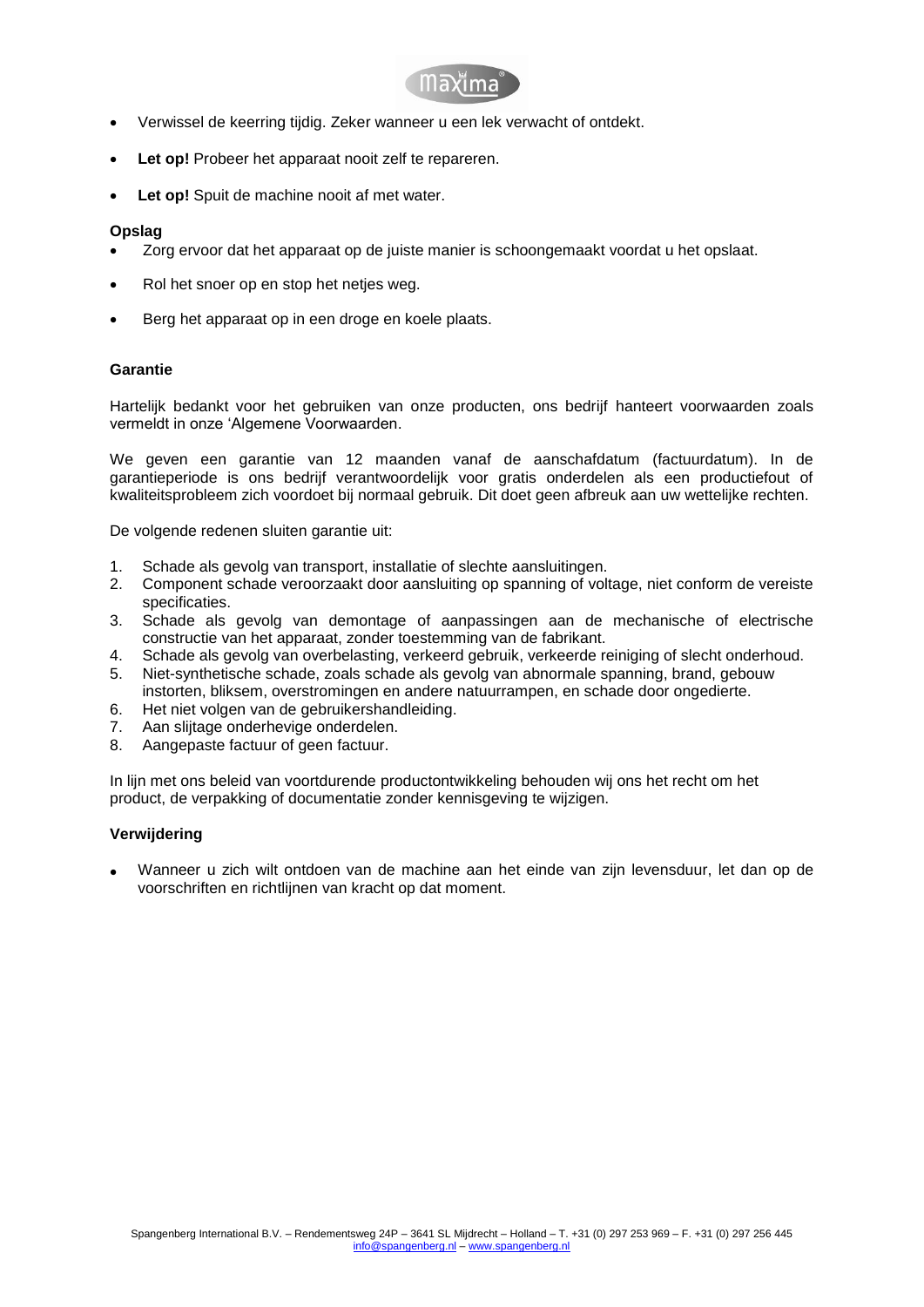- Verwissel de keerring tijdig. Zeker wanneer u een lek verwacht of ontdekt.
- **Let op!** Probeer het apparaat nooit zelf te repareren.
- **Let op!** Spuit de machine nooit af met water.

**Opslag**

- Zorg ervoor dat het apparaat op de juiste manier is schoongemaakt voordat u het opslaat.
- Rol het snoer op en stop het netjes weg.
- Berg het apparaat op in een droge en koele plaats.

**Garantie**

Hartelijk bedankt voor het gebruiken van onze producten, ons bedrijf hanteert voorwaarden zoals vermeldt in onze 'Algemene Voorwaarden.

We geven een garantie van 12 maanden vanaf de aanschafdatum (factuurdatum). In de garantieperiode is ons bedrijf verantwoordelijk voor gratis onderdelen als een productiefout of kwaliteitsprobleem zich voordoet bij normaal gebruik. Dit doet geen afbreuk aan uw wettelijke rechten.

De volgende redenen sluiten garantie uit:

1. Schade als gevolg van transport, installatie of slechte aansluitingen.
2. Component schade veroorzaakt door aansluiting op spanning of voltage, niet conform de vereiste specificaties.
3. Schade als gevolg van demontage of aanpassingen aan de mechanische of electrische constructie van het apparaat, zonder toestemming van de fabrikant.
4. Schade als gevolg van overbelasting, verkeerd gebruik, verkeerde reiniging of slecht onderhoud.
5. Niet-synthetische schade, zoals schade als gevolg van abnormale spanning, brand, gebouw instorten, bliksem, overstromingen en andere natuurrampen, en schade door ongedierte.
6. Het niet volgen van de gebruikershandleiding.
7. Aan slijtage onderhevige onderdelen.
8. Aangepaste factuur of geen factuur.

In lijn met ons beleid van voortdurende productontwikkeling behouden wij ons het recht om het product, de verpakking of documentatie zonder kennisgeving te wijzigen.

**Verwijdering**

- Wanneer u zich wilt ontdoen van de machine aan het einde van zijn levensduur, let dan op de voorschriften en richtlijnen van kracht op dat moment.